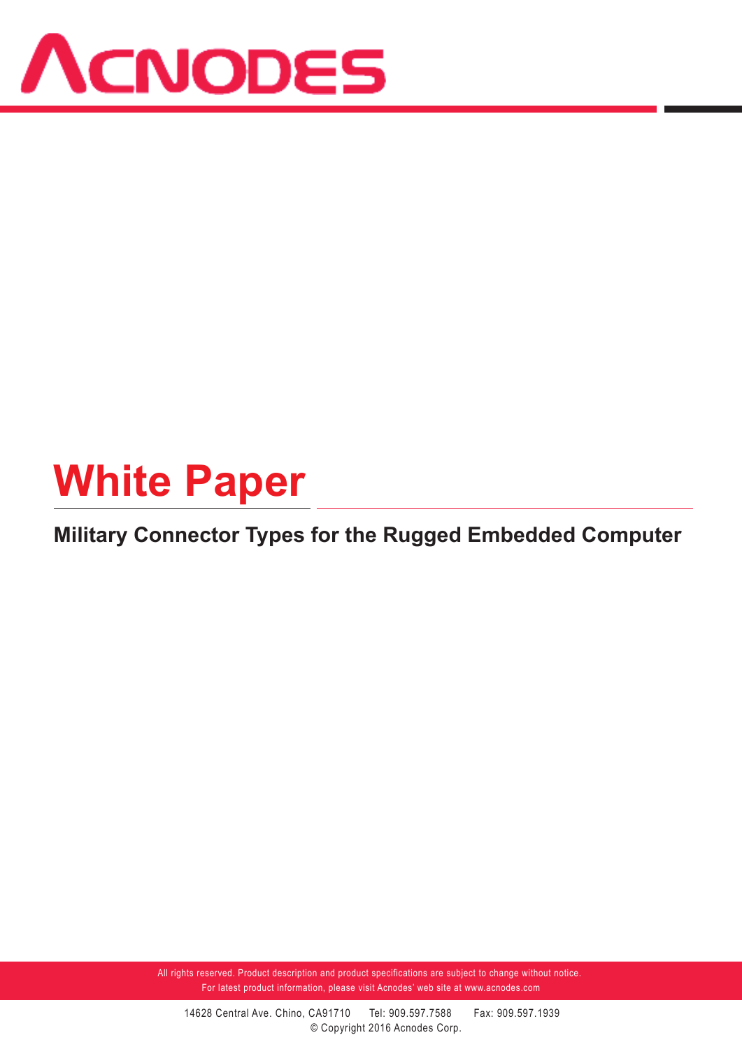# ACNODES

# White Paper

## Military Connector Types for the Rugged Embedded Computer

All rights reserved. Product description and product specifications are subject to change without notice.
For latest product information, please visit Acnodes' web site at www.acnodes.com

14628 Central Ave. Chino, CA91710    Tel: 909.597.7588    Fax: 909.597.1939
© Copyright 2016 Acnodes Corp.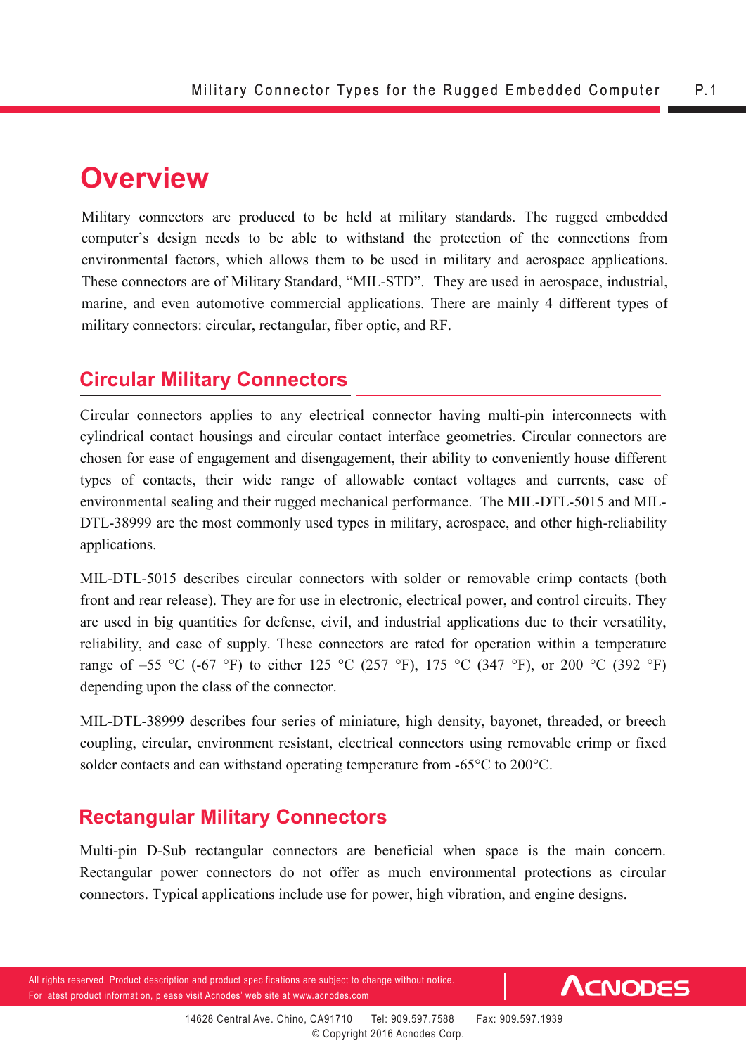# Overview

Military connectors are produced to be held at military standards. The rugged embedded computer's design needs to be able to withstand the protection of the connections from environmental factors, which allows them to be used in military and aerospace applications. These connectors are of Military Standard, "MIL-STD". They are used in aerospace, industrial, marine, and even automotive commercial applications. There are mainly 4 different types of military connectors: circular, rectangular, fiber optic, and RF.

## Circular Military Connectors

Circular connectors applies to any electrical connector having multi-pin interconnects with cylindrical contact housings and circular contact interface geometries. Circular connectors are chosen for ease of engagement and disengagement, their ability to conveniently house different types of contacts, their wide range of allowable contact voltages and currents, ease of environmental sealing and their rugged mechanical performance. The MIL-DTL-5015 and MIL-DTL-38999 are the most commonly used types in military, aerospace, and other high-reliability applications.

MIL-DTL-5015 describes circular connectors with solder or removable crimp contacts (both front and rear release). They are for use in electronic, electrical power, and control circuits. They are used in big quantities for defense, civil, and industrial applications due to their versatility, reliability, and ease of supply. These connectors are rated for operation within a temperature range of –55 °C (-67 °F) to either 125 °C (257 °F), 175 °C (347 °F), or 200 °C (392 °F) depending upon the class of the connector.

MIL-DTL-38999 describes four series of miniature, high density, bayonet, threaded, or breech coupling, circular, environment resistant, electrical connectors using removable crimp or fixed solder contacts and can withstand operating temperature from -65°C to 200°C.

## Rectangular Military Connectors

Multi-pin D-Sub rectangular connectors are beneficial when space is the main concern. Rectangular power connectors do not offer as much environmental protections as circular connectors. Typical applications include use for power, high vibration, and engine designs.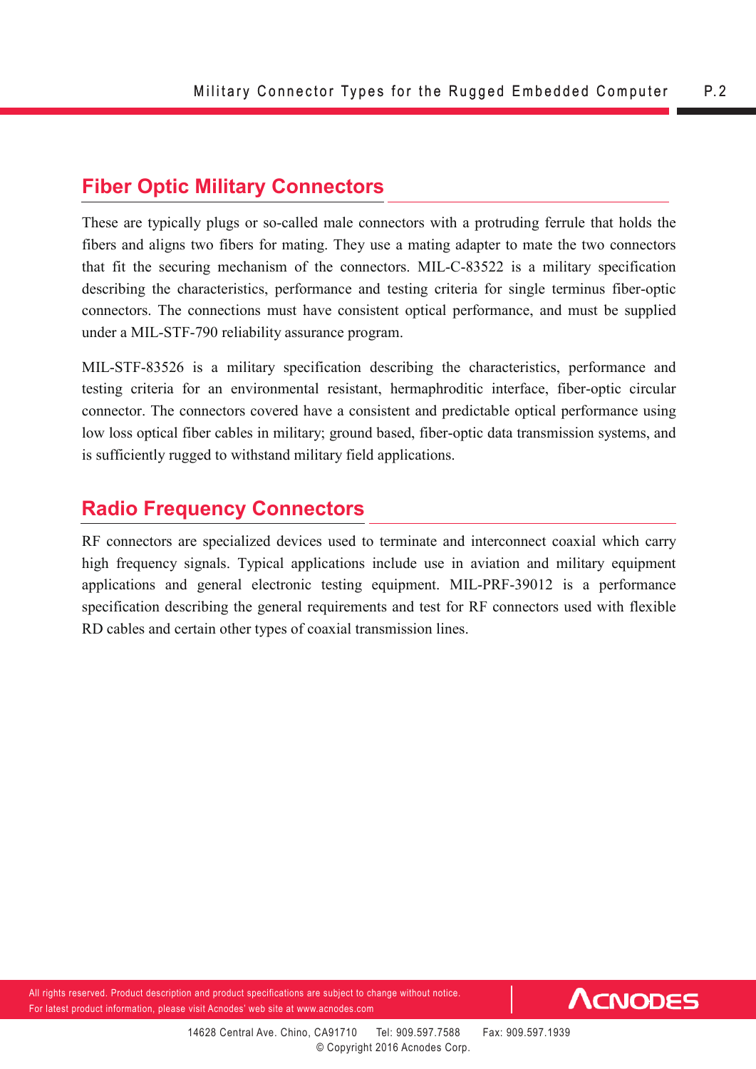## Fiber Optic Military Connectors

These are typically plugs or so-called male connectors with a protruding ferrule that holds the fibers and aligns two fibers for mating. They use a mating adapter to mate the two connectors that fit the securing mechanism of the connectors. MIL-C-83522 is a military specification describing the characteristics, performance and testing criteria for single terminus fiber-optic connectors. The connections must have consistent optical performance, and must be supplied under a MIL-STF-790 reliability assurance program.

MIL-STF-83526 is a military specification describing the characteristics, performance and testing criteria for an environmental resistant, hermaphroditic interface, fiber-optic circular connector. The connectors covered have a consistent and predictable optical performance using low loss optical fiber cables in military; ground based, fiber-optic data transmission systems, and is sufficiently rugged to withstand military field applications.

## Radio Frequency Connectors

RF connectors are specialized devices used to terminate and interconnect coaxial which carry high frequency signals. Typical applications include use in aviation and military equipment applications and general electronic testing equipment. MIL-PRF-39012 is a performance specification describing the general requirements and test for RF connectors used with flexible RD cables and certain other types of coaxial transmission lines.